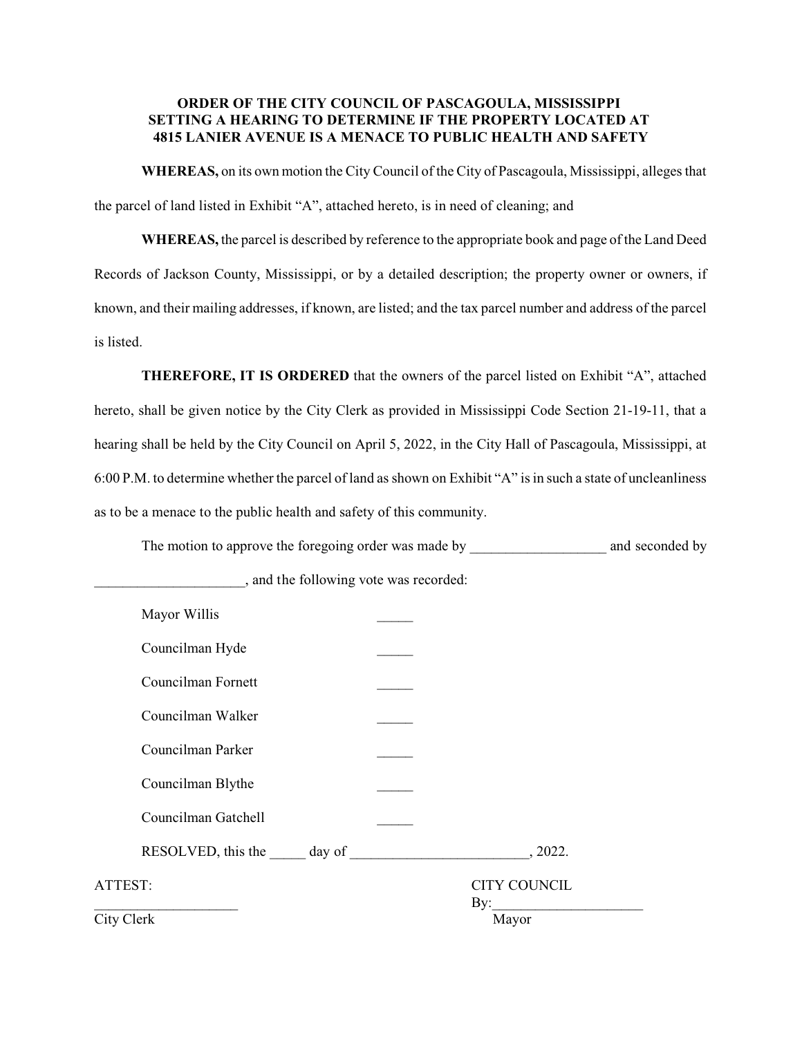**ORDER OF THE CITY COUNCIL OF PASCAGOULA, MISSISSIPPI SETTING A HEARING TO DETERMINE IF THE PROPERTY LOCATED AT 4815 LANIER AVENUE IS A MENACE TO PUBLIC HEALTH AND SAFETY**

**WHEREAS,** on its own motion the City Council of the City of Pascagoula, Mississippi, alleges that the parcel of land listed in Exhibit "A", attached hereto, is in need of cleaning; and

**WHEREAS,** the parcel is described by reference to the appropriate book and page of the Land Deed Records of Jackson County, Mississippi, or by a detailed description; the property owner or owners, if known, and their mailing addresses, if known, are listed; and the tax parcel number and address of the parcel is listed.

**THEREFORE, IT IS ORDERED** that the owners of the parcel listed on Exhibit "A", attached hereto, shall be given notice by the City Clerk as provided in Mississippi Code Section 21-19-11, that a hearing shall be held by the City Council on April 5, 2022, in the City Hall of Pascagoula, Mississippi, at 6:00 P.M. to determine whether the parcel of land as shown on Exhibit "A" is in such a state of uncleanliness as to be a menace to the public health and safety of this community.

The motion to approve the foregoing order was made by ___________________ and seconded by _____________________, and the following vote was recorded:

Mayor Willis _____

Councilman Hyde _____

Councilman Fornett _____

Councilman Walker _____

Councilman Parker _____

Councilman Blythe _____

Councilman Gatchell _____

RESOLVED, this the _____ day of _________________________, 2022.

ATTEST:

____________________

City Clerk

CITY COUNCIL

By:_____________________

Mayor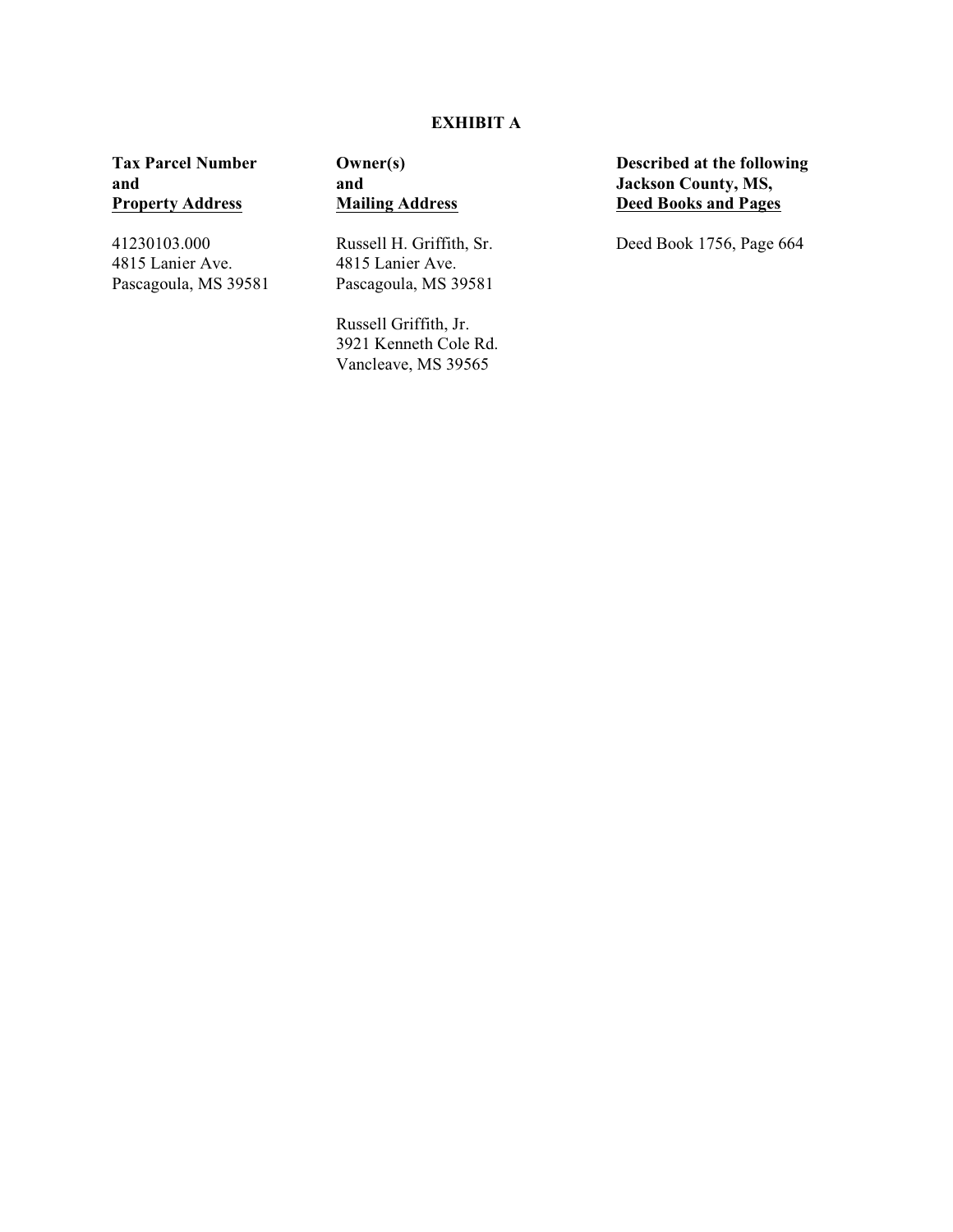## EXHIBIT A

| **Tax Parcel Number and Property Address** | **Owner(s) and Mailing Address** | **Described at the following Jackson County, MS, Deed Books and Pages** |
| --- | --- | --- |
| 41230103.000<br>4815 Lanier Ave.<br>Pascagoula, MS 39581 | Russell H. Griffith, Sr.<br>4815 Lanier Ave.<br>Pascagoula, MS 39581<br><br>Russell Griffith, Jr.<br>3921 Kenneth Cole Rd.<br>Vancleave, MS 39565 | Deed Book 1756, Page 664 |